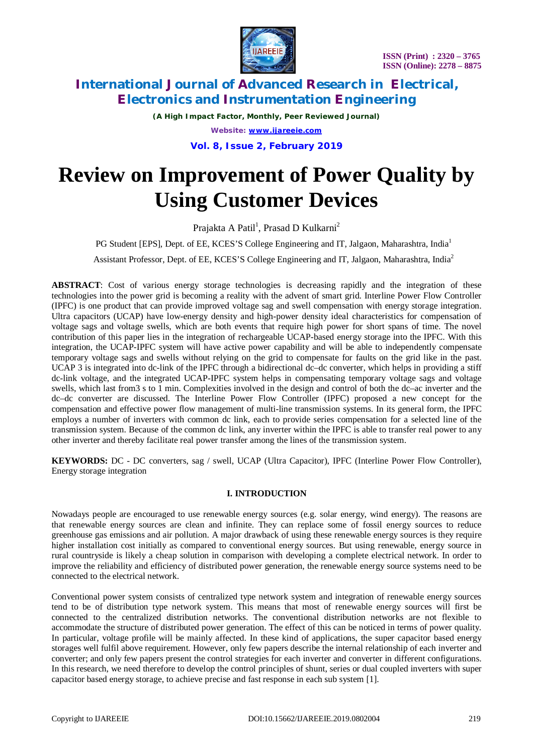# Review on Improvement of Power Quality by Using Customer Devices

Prajakta A Patil[1], Prasad D Kulkarni[2]

PG Student [EPS], Dept. of EE, KCES'S College Engineering and IT, Jalgaon, Maharashtra, India[1]

Assistant Professor, Dept. of EE, KCES'S College Engineering and IT, Jalgaon, Maharashtra, India[2]

**ABSTRACT**: Cost of various energy storage technologies is decreasing rapidly and the integration of these technologies into the power grid is becoming a reality with the advent of smart grid. Interline Power Flow Controller (IPFC) is one product that can provide improved voltage sag and swell compensation with energy storage integration. Ultra capacitors (UCAP) have low-energy density and high-power density ideal characteristics for compensation of voltage sags and voltage swells, which are both events that require high power for short spans of time. The novel contribution of this paper lies in the integration of rechargeable UCAP-based energy storage into the IPFC. With this integration, the UCAP-IPFC system will have active power capability and will be able to independently compensate temporary voltage sags and swells without relying on the grid to compensate for faults on the grid like in the past. UCAP 3 is integrated into dc-link of the IPFC through a bidirectional dc–dc converter, which helps in providing a stiff dc-link voltage, and the integrated UCAP-IPFC system helps in compensating temporary voltage sags and voltage swells, which last from3 s to 1 min. Complexities involved in the design and control of both the dc–ac inverter and the dc–dc converter are discussed. The Interline Power Flow Controller (IPFC) proposed a new concept for the compensation and effective power flow management of multi-line transmission systems. In its general form, the IPFC employs a number of inverters with common dc link, each to provide series compensation for a selected line of the transmission system. Because of the common dc link, any inverter within the IPFC is able to transfer real power to any other inverter and thereby facilitate real power transfer among the lines of the transmission system.

**KEYWORDS:** DC - DC converters, sag / swell, UCAP (Ultra Capacitor), IPFC (Interline Power Flow Controller), Energy storage integration

## I. INTRODUCTION

Nowadays people are encouraged to use renewable energy sources (e.g. solar energy, wind energy). The reasons are that renewable energy sources are clean and infinite. They can replace some of fossil energy sources to reduce greenhouse gas emissions and air pollution. A major drawback of using these renewable energy sources is they require higher installation cost initially as compared to conventional energy sources. But using renewable, energy source in rural countryside is likely a cheap solution in comparison with developing a complete electrical network. In order to improve the reliability and efficiency of distributed power generation, the renewable energy source systems need to be connected to the electrical network.

Conventional power system consists of centralized type network system and integration of renewable energy sources tend to be of distribution type network system. This means that most of renewable energy sources will first be connected to the centralized distribution networks. The conventional distribution networks are not flexible to accommodate the structure of distributed power generation. The effect of this can be noticed in terms of power quality. In particular, voltage profile will be mainly affected. In these kind of applications, the super capacitor based energy storages well fulfil above requirement. However, only few papers describe the internal relationship of each inverter and converter; and only few papers present the control strategies for each inverter and converter in different configurations. In this research, we need therefore to develop the control principles of shunt, series or dual coupled inverters with super capacitor based energy storage, to achieve precise and fast response in each sub system [1].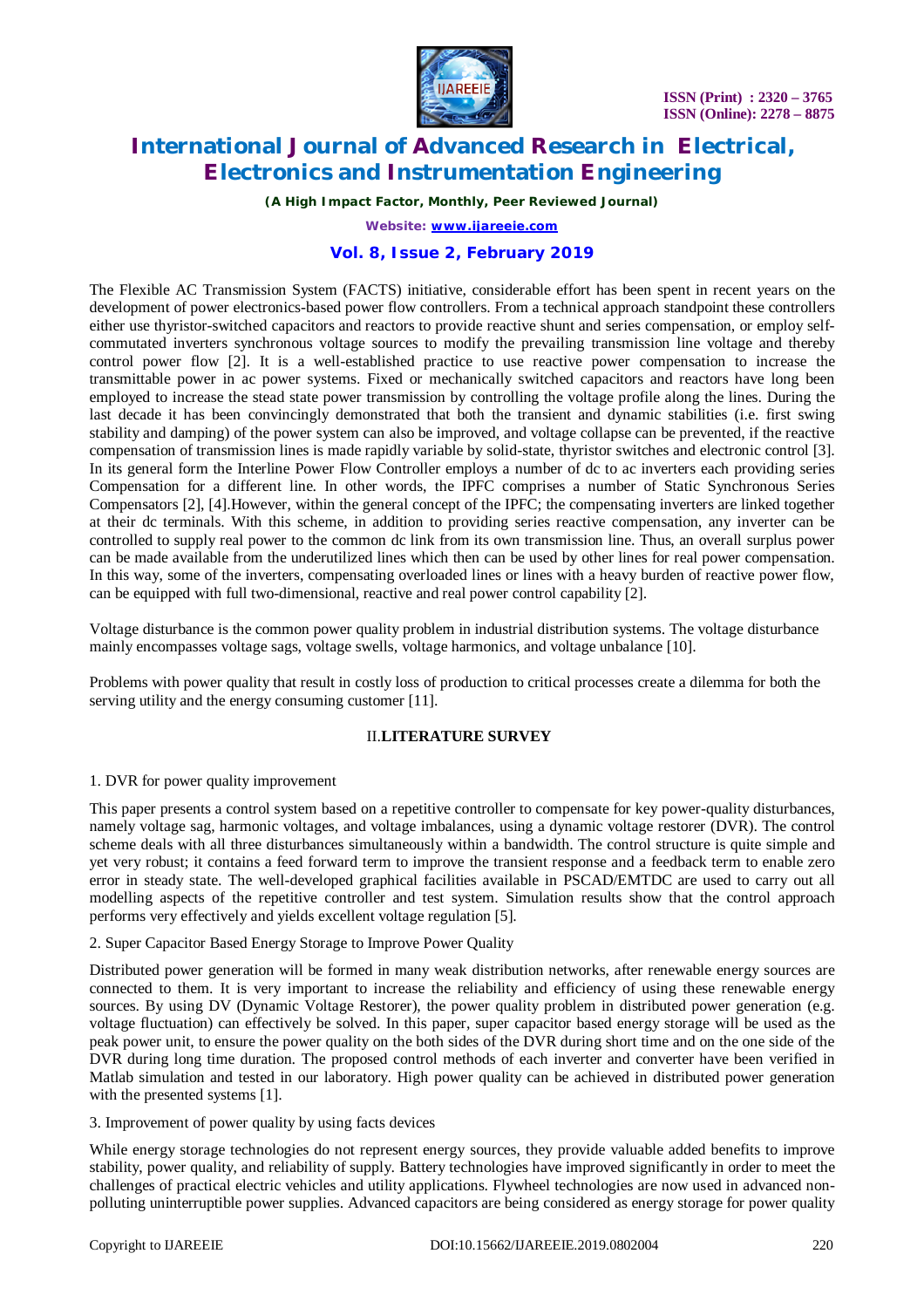The Flexible AC Transmission System (FACTS) initiative, considerable effort has been spent in recent years on the development of power electronics-based power flow controllers. From a technical approach standpoint these controllers either use thyristor-switched capacitors and reactors to provide reactive shunt and series compensation, or employ self-commutated inverters synchronous voltage sources to modify the prevailing transmission line voltage and thereby control power flow [2]. It is a well-established practice to use reactive power compensation to increase the transmittable power in ac power systems. Fixed or mechanically switched capacitors and reactors have long been employed to increase the stead state power transmission by controlling the voltage profile along the lines. During the last decade it has been convincingly demonstrated that both the transient and dynamic stabilities (i.e. first swing stability and damping) of the power system can also be improved, and voltage collapse can be prevented, if the reactive compensation of transmission lines is made rapidly variable by solid-state, thyristor switches and electronic control [3]. In its general form the Interline Power Flow Controller employs a number of dc to ac inverters each providing series Compensation for a different line. In other words, the IPFC comprises a number of Static Synchronous Series Compensators [2], [4].However, within the general concept of the IPFC; the compensating inverters are linked together at their dc terminals. With this scheme, in addition to providing series reactive compensation, any inverter can be controlled to supply real power to the common dc link from its own transmission line. Thus, an overall surplus power can be made available from the underutilized lines which then can be used by other lines for real power compensation. In this way, some of the inverters, compensating overloaded lines or lines with a heavy burden of reactive power flow, can be equipped with full two-dimensional, reactive and real power control capability [2].

Voltage disturbance is the common power quality problem in industrial distribution systems. The voltage disturbance mainly encompasses voltage sags, voltage swells, voltage harmonics, and voltage unbalance [10].

Problems with power quality that result in costly loss of production to critical processes create a dilemma for both the serving utility and the energy consuming customer [11].

## II.LITERATURE SURVEY

1. DVR for power quality improvement

This paper presents a control system based on a repetitive controller to compensate for key power-quality disturbances, namely voltage sag, harmonic voltages, and voltage imbalances, using a dynamic voltage restorer (DVR). The control scheme deals with all three disturbances simultaneously within a bandwidth. The control structure is quite simple and yet very robust; it contains a feed forward term to improve the transient response and a feedback term to enable zero error in steady state. The well-developed graphical facilities available in PSCAD/EMTDC are used to carry out all modelling aspects of the repetitive controller and test system. Simulation results show that the control approach performs very effectively and yields excellent voltage regulation [5].

2. Super Capacitor Based Energy Storage to Improve Power Quality

Distributed power generation will be formed in many weak distribution networks, after renewable energy sources are connected to them. It is very important to increase the reliability and efficiency of using these renewable energy sources. By using DV (Dynamic Voltage Restorer), the power quality problem in distributed power generation (e.g. voltage fluctuation) can effectively be solved. In this paper, super capacitor based energy storage will be used as the peak power unit, to ensure the power quality on the both sides of the DVR during short time and on the one side of the DVR during long time duration. The proposed control methods of each inverter and converter have been verified in Matlab simulation and tested in our laboratory. High power quality can be achieved in distributed power generation with the presented systems [1].

3. Improvement of power quality by using facts devices

While energy storage technologies do not represent energy sources, they provide valuable added benefits to improve stability, power quality, and reliability of supply. Battery technologies have improved significantly in order to meet the challenges of practical electric vehicles and utility applications. Flywheel technologies are now used in advanced non-polluting uninterruptible power supplies. Advanced capacitors are being considered as energy storage for power quality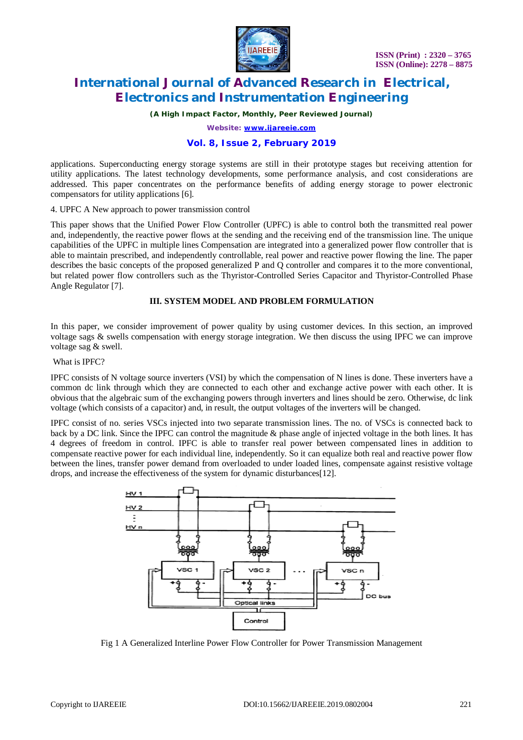applications. Superconducting energy storage systems are still in their prototype stages but receiving attention for utility applications. The latest technology developments, some performance analysis, and cost considerations are addressed. This paper concentrates on the performance benefits of adding energy storage to power electronic compensators for utility applications [6].

4. UPFC A New approach to power transmission control

This paper shows that the Unified Power Flow Controller (UPFC) is able to control both the transmitted real power and, independently, the reactive power flows at the sending and the receiving end of the transmission line. The unique capabilities of the UPFC in multiple lines Compensation are integrated into a generalized power flow controller that is able to maintain prescribed, and independently controllable, real power and reactive power flowing the line. The paper describes the basic concepts of the proposed generalized P and Q controller and compares it to the more conventional, but related power flow controllers such as the Thyristor-Controlled Series Capacitor and Thyristor-Controlled Phase Angle Regulator [7].

## III. SYSTEM MODEL AND PROBLEM FORMULATION

In this paper, we consider improvement of power quality by using customer devices. In this section, an improved voltage sags & swells compensation with energy storage integration. We then discuss the using IPFC we can improve voltage sag & swell.

What is IPFC?

IPFC consists of N voltage source inverters (VSI) by which the compensation of N lines is done. These inverters have a common dc link through which they are connected to each other and exchange active power with each other. It is obvious that the algebraic sum of the exchanging powers through inverters and lines should be zero. Otherwise, dc link voltage (which consists of a capacitor) and, in result, the output voltages of the inverters will be changed.

IPFC consist of no. series VSCs injected into two separate transmission lines. The no. of VSCs is connected back to back by a DC link. Since the IPFC can control the magnitude & phase angle of injected voltage in the both lines. It has 4 degrees of freedom in control. IPFC is able to transfer real power between compensated lines in addition to compensate reactive power for each individual line, independently. So it can equalize both real and reactive power flow between the lines, transfer power demand from overloaded to under loaded lines, compensate against resistive voltage drops, and increase the effectiveness of the system for dynamic disturbances[12].

Fig 1 A Generalized Interline Power Flow Controller for Power Transmission Management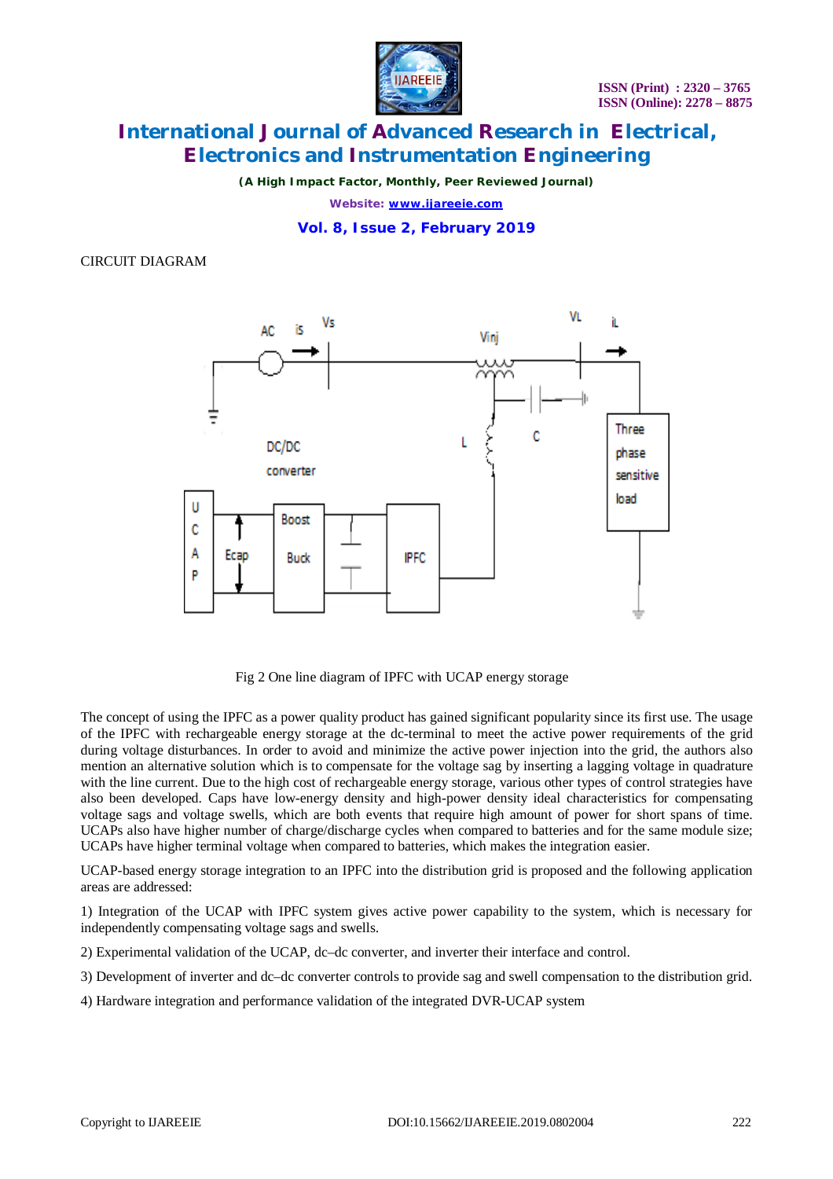CIRCUIT DIAGRAM

Fig 2 One line diagram of IPFC with UCAP energy storage

The concept of using the IPFC as a power quality product has gained significant popularity since its first use. The usage of the IPFC with rechargeable energy storage at the dc-terminal to meet the active power requirements of the grid during voltage disturbances. In order to avoid and minimize the active power injection into the grid, the authors also mention an alternative solution which is to compensate for the voltage sag by inserting a lagging voltage in quadrature with the line current. Due to the high cost of rechargeable energy storage, various other types of control strategies have also been developed. Caps have low-energy density and high-power density ideal characteristics for compensating voltage sags and voltage swells, which are both events that require high amount of power for short spans of time. UCAPs also have higher number of charge/discharge cycles when compared to batteries and for the same module size; UCAPs have higher terminal voltage when compared to batteries, which makes the integration easier.

UCAP-based energy storage integration to an IPFC into the distribution grid is proposed and the following application areas are addressed:

1) Integration of the UCAP with IPFC system gives active power capability to the system, which is necessary for independently compensating voltage sags and swells.

2) Experimental validation of the UCAP, dc–dc converter, and inverter their interface and control.

3) Development of inverter and dc–dc converter controls to provide sag and swell compensation to the distribution grid.

4) Hardware integration and performance validation of the integrated DVR-UCAP system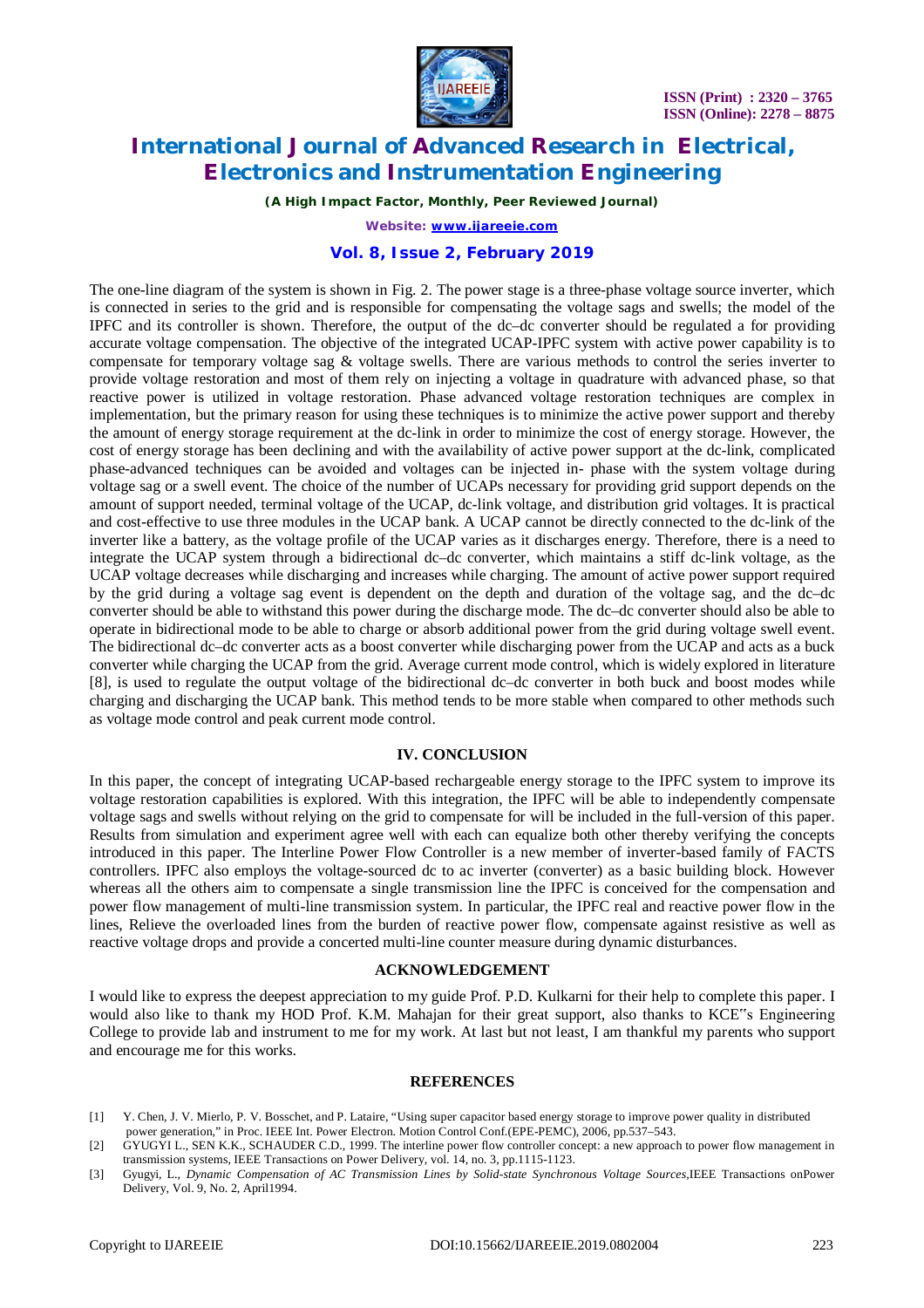The one-line diagram of the system is shown in Fig. 2. The power stage is a three-phase voltage source inverter, which is connected in series to the grid and is responsible for compensating the voltage sags and swells; the model of the IPFC and its controller is shown. Therefore, the output of the dc–dc converter should be regulated a for providing accurate voltage compensation. The objective of the integrated UCAP-IPFC system with active power capability is to compensate for temporary voltage sag & voltage swells. There are various methods to control the series inverter to provide voltage restoration and most of them rely on injecting a voltage in quadrature with advanced phase, so that reactive power is utilized in voltage restoration. Phase advanced voltage restoration techniques are complex in implementation, but the primary reason for using these techniques is to minimize the active power support and thereby the amount of energy storage requirement at the dc-link in order to minimize the cost of energy storage. However, the cost of energy storage has been declining and with the availability of active power support at the dc-link, complicated phase-advanced techniques can be avoided and voltages can be injected in- phase with the system voltage during voltage sag or a swell event. The choice of the number of UCAPs necessary for providing grid support depends on the amount of support needed, terminal voltage of the UCAP, dc-link voltage, and distribution grid voltages. It is practical and cost-effective to use three modules in the UCAP bank. A UCAP cannot be directly connected to the dc-link of the inverter like a battery, as the voltage profile of the UCAP varies as it discharges energy. Therefore, there is a need to integrate the UCAP system through a bidirectional dc–dc converter, which maintains a stiff dc-link voltage, as the UCAP voltage decreases while discharging and increases while charging. The amount of active power support required by the grid during a voltage sag event is dependent on the depth and duration of the voltage sag, and the dc–dc converter should be able to withstand this power during the discharge mode. The dc–dc converter should also be able to operate in bidirectional mode to be able to charge or absorb additional power from the grid during voltage swell event. The bidirectional dc–dc converter acts as a boost converter while discharging power from the UCAP and acts as a buck converter while charging the UCAP from the grid. Average current mode control, which is widely explored in literature [8], is used to regulate the output voltage of the bidirectional dc–dc converter in both buck and boost modes while charging and discharging the UCAP bank. This method tends to be more stable when compared to other methods such as voltage mode control and peak current mode control.

## IV. CONCLUSION

In this paper, the concept of integrating UCAP-based rechargeable energy storage to the IPFC system to improve its voltage restoration capabilities is explored. With this integration, the IPFC will be able to independently compensate voltage sags and swells without relying on the grid to compensate for will be included in the full-version of this paper. Results from simulation and experiment agree well with each can equalize both other thereby verifying the concepts introduced in this paper. The Interline Power Flow Controller is a new member of inverter-based family of FACTS controllers. IPFC also employs the voltage-sourced dc to ac inverter (converter) as a basic building block. However whereas all the others aim to compensate a single transmission line the IPFC is conceived for the compensation and power flow management of multi-line transmission system. In particular, the IPFC real and reactive power flow in the lines, Relieve the overloaded lines from the burden of reactive power flow, compensate against resistive as well as reactive voltage drops and provide a concerted multi-line counter measure during dynamic disturbances.

## ACKNOWLEDGEMENT

I would like to express the deepest appreciation to my guide Prof. P.D. Kulkarni for their help to complete this paper. I would also like to thank my HOD Prof. K.M. Mahajan for their great support, also thanks to KCE"s Engineering College to provide lab and instrument to me for my work. At last but not least, I am thankful my parents who support and encourage me for this works.

## REFERENCES

[1] Y. Chen, J. V. Mierlo, P. V. Bosschet, and P. Lataire, "Using super capacitor based energy storage to improve power quality in distributed power generation," in Proc. IEEE Int. Power Electron. Motion Control Conf.(EPE-PEMC), 2006, pp.537–543.

[2] GYUGYI L., SEN K.K., SCHAUDER C.D., 1999. The interline power flow controller concept: a new approach to power flow management in transmission systems, IEEE Transactions on Power Delivery, vol. 14, no. 3, pp.1115-1123.

[3] Gyugyi, L., *Dynamic Compensation of AC Transmission Lines by Solid-state Synchronous Voltage Sources*,IEEE Transactions onPower Delivery, Vol. 9, No. 2, April1994.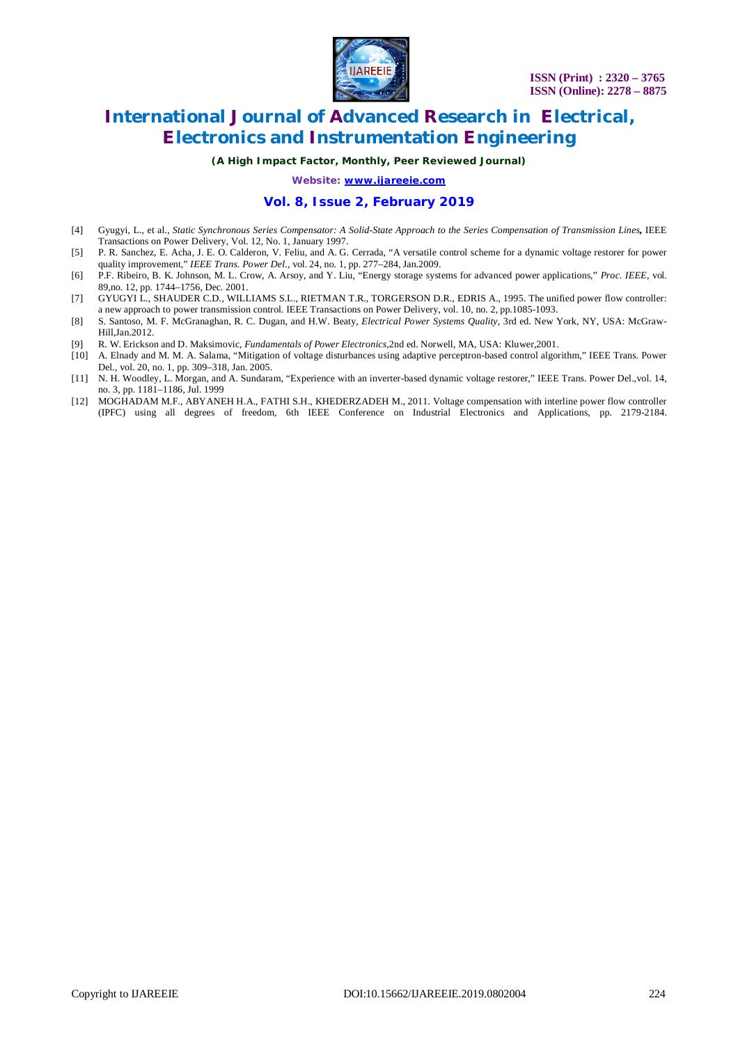[4] Gyugyi, L., et al., *Static Synchronous Series Compensator: A Solid-State Approach to the Series Compensation of Transmission Lines***,** IEEE Transactions on Power Delivery, Vol. 12, No. 1, January 1997.

[5] P. R. Sanchez, E. Acha, J. E. O. Calderon, V. Feliu, and A. G. Cerrada, "A versatile control scheme for a dynamic voltage restorer for power quality improvement," *IEEE Trans. Power Del.*, vol. 24, no. 1, pp. 277–284, Jan.2009.

[6] P.F. Ribeiro, B. K. Johnson, M. L. Crow, A. Arsoy, and Y. Liu, "Energy storage systems for advanced power applications," *Proc. IEEE*, vol. 89,no. 12, pp. 1744–1756, Dec. 2001.

[7] GYUGYI L., SHAUDER C.D., WILLIAMS S.L., RIETMAN T.R., TORGERSON D.R., EDRIS A., 1995. The unified power flow controller: a new approach to power transmission control. IEEE Transactions on Power Delivery, vol. 10, no. 2, pp.1085-1093.

[8] S. Santoso, M. F. McGranaghan, R. C. Dugan, and H.W. Beaty, *Electrical Power Systems Quality*, 3rd ed. New York, NY, USA: McGraw-Hill,Jan.2012.

[9] R. W. Erickson and D. Maksimovic, *Fundamentals of Power Electronics*,2nd ed. Norwell, MA, USA: Kluwer,2001.

[10] A. Elnady and M. M. A. Salama, "Mitigation of voltage disturbances using adaptive perceptron-based control algorithm," IEEE Trans. Power Del., vol. 20, no. 1, pp. 309–318, Jan. 2005.

[11] N. H. Woodley, L. Morgan, and A. Sundaram, "Experience with an inverter-based dynamic voltage restorer," IEEE Trans. Power Del.,vol. 14, no. 3, pp. 1181–1186, Jul. 1999

[12] MOGHADAM M.F., ABYANEH H.A., FATHI S.H., KHEDERZADEH M., 2011. Voltage compensation with interline power flow controller (IPFC) using all degrees of freedom, 6th IEEE Conference on Industrial Electronics and Applications, pp. 2179-2184.